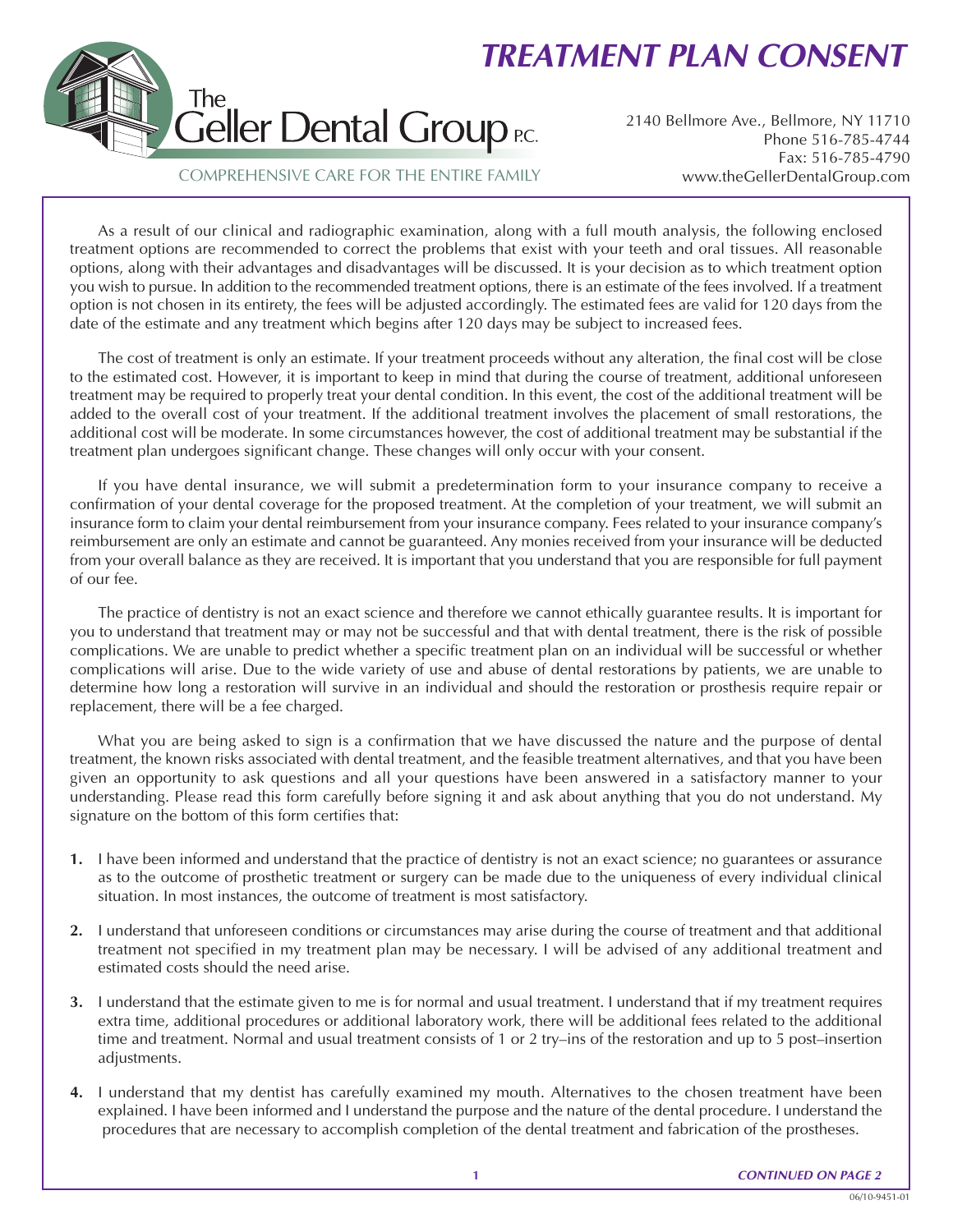# TREATMENT PLAN CONSENT

The Geller Dental Group P.C.

COMPREHENSIVE CARE FOR THE ENTIRE FAMILY

2140 Bellmore Ave., Bellmore, NY 11710
Phone 516-785-4744
Fax: 516-785-4790
www.theGellerDentalGroup.com

As a result of our clinical and radiographic examination, along with a full mouth analysis, the following enclosed treatment options are recommended to correct the problems that exist with your teeth and oral tissues. All reasonable options, along with their advantages and disadvantages will be discussed. It is your decision as to which treatment option you wish to pursue. In addition to the recommended treatment options, there is an estimate of the fees involved. If a treatment option is not chosen in its entirety, the fees will be adjusted accordingly. The estimated fees are valid for 120 days from the date of the estimate and any treatment which begins after 120 days may be subject to increased fees.

The cost of treatment is only an estimate. If your treatment proceeds without any alteration, the final cost will be close to the estimated cost. However, it is important to keep in mind that during the course of treatment, additional unforeseen treatment may be required to properly treat your dental condition. In this event, the cost of the additional treatment will be added to the overall cost of your treatment. If the additional treatment involves the placement of small restorations, the additional cost will be moderate. In some circumstances however, the cost of additional treatment may be substantial if the treatment plan undergoes significant change. These changes will only occur with your consent.

If you have dental insurance, we will submit a predetermination form to your insurance company to receive a confirmation of your dental coverage for the proposed treatment. At the completion of your treatment, we will submit an insurance form to claim your dental reimbursement from your insurance company. Fees related to your insurance company's reimbursement are only an estimate and cannot be guaranteed. Any monies received from your insurance will be deducted from your overall balance as they are received. It is important that you understand that you are responsible for full payment of our fee.

The practice of dentistry is not an exact science and therefore we cannot ethically guarantee results. It is important for you to understand that treatment may or may not be successful and that with dental treatment, there is the risk of possible complications. We are unable to predict whether a specific treatment plan on an individual will be successful or whether complications will arise. Due to the wide variety of use and abuse of dental restorations by patients, we are unable to determine how long a restoration will survive in an individual and should the restoration or prosthesis require repair or replacement, there will be a fee charged.

What you are being asked to sign is a confirmation that we have discussed the nature and the purpose of dental treatment, the known risks associated with dental treatment, and the feasible treatment alternatives, and that you have been given an opportunity to ask questions and all your questions have been answered in a satisfactory manner to your understanding. Please read this form carefully before signing it and ask about anything that you do not understand. My signature on the bottom of this form certifies that:

**1.** I have been informed and understand that the practice of dentistry is not an exact science; no guarantees or assurance as to the outcome of prosthetic treatment or surgery can be made due to the uniqueness of every individual clinical situation. In most instances, the outcome of treatment is most satisfactory.

**2.** I understand that unforeseen conditions or circumstances may arise during the course of treatment and that additional treatment not specified in my treatment plan may be necessary. I will be advised of any additional treatment and estimated costs should the need arise.

**3.** I understand that the estimate given to me is for normal and usual treatment. I understand that if my treatment requires extra time, additional procedures or additional laboratory work, there will be additional fees related to the additional time and treatment. Normal and usual treatment consists of 1 or 2 try–ins of the restoration and up to 5 post–insertion adjustments.

**4.** I understand that my dentist has carefully examined my mouth. Alternatives to the chosen treatment have been explained. I have been informed and I understand the purpose and the nature of the dental procedure. I understand the procedures that are necessary to accomplish completion of the dental treatment and fabrication of the prostheses.

*CONTINUED ON PAGE 2*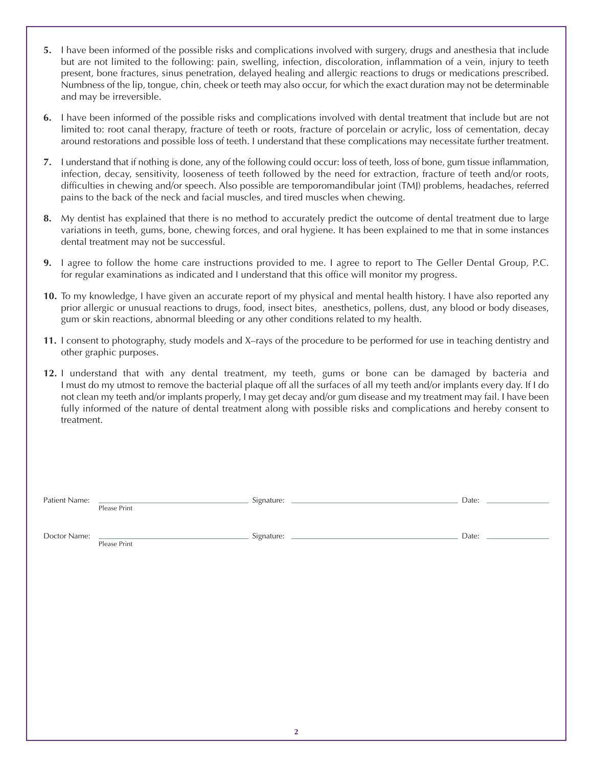5. I have been informed of the possible risks and complications involved with surgery, drugs and anesthesia that include but are not limited to the following: pain, swelling, infection, discoloration, inflammation of a vein, injury to teeth present, bone fractures, sinus penetration, delayed healing and allergic reactions to drugs or medications prescribed. Numbness of the lip, tongue, chin, cheek or teeth may also occur, for which the exact duration may not be determinable and may be irreversible.

6. I have been informed of the possible risks and complications involved with dental treatment that include but are not limited to: root canal therapy, fracture of teeth or roots, fracture of porcelain or acrylic, loss of cementation, decay around restorations and possible loss of teeth. I understand that these complications may necessitate further treatment.

7. I understand that if nothing is done, any of the following could occur: loss of teeth, loss of bone, gum tissue inflammation, infection, decay, sensitivity, looseness of teeth followed by the need for extraction, fracture of teeth and/or roots, difficulties in chewing and/or speech. Also possible are temporomandibular joint (TMJ) problems, headaches, referred pains to the back of the neck and facial muscles, and tired muscles when chewing.

8. My dentist has explained that there is no method to accurately predict the outcome of dental treatment due to large variations in teeth, gums, bone, chewing forces, and oral hygiene. It has been explained to me that in some instances dental treatment may not be successful.

9. I agree to follow the home care instructions provided to me. I agree to report to The Geller Dental Group, P.C. for regular examinations as indicated and I understand that this office will monitor my progress.

10. To my knowledge, I have given an accurate report of my physical and mental health history. I have also reported any prior allergic or unusual reactions to drugs, food, insect bites, anesthetics, pollens, dust, any blood or body diseases, gum or skin reactions, abnormal bleeding or any other conditions related to my health.

11. I consent to photography, study models and X–rays of the procedure to be performed for use in teaching dentistry and other graphic purposes.

12. I understand that with any dental treatment, my teeth, gums or bone can be damaged by bacteria and I must do my utmost to remove the bacterial plaque off all the surfaces of all my teeth and/or implants every day. If I do not clean my teeth and/or implants properly, I may get decay and/or gum disease and my treatment may fail. I have been fully informed of the nature of dental treatment along with possible risks and complications and hereby consent to treatment.

Patient Name: ______________________ Signature: ______________________ Date: __________
Please Print

Doctor Name: ______________________ Signature: ______________________ Date: __________
Please Print